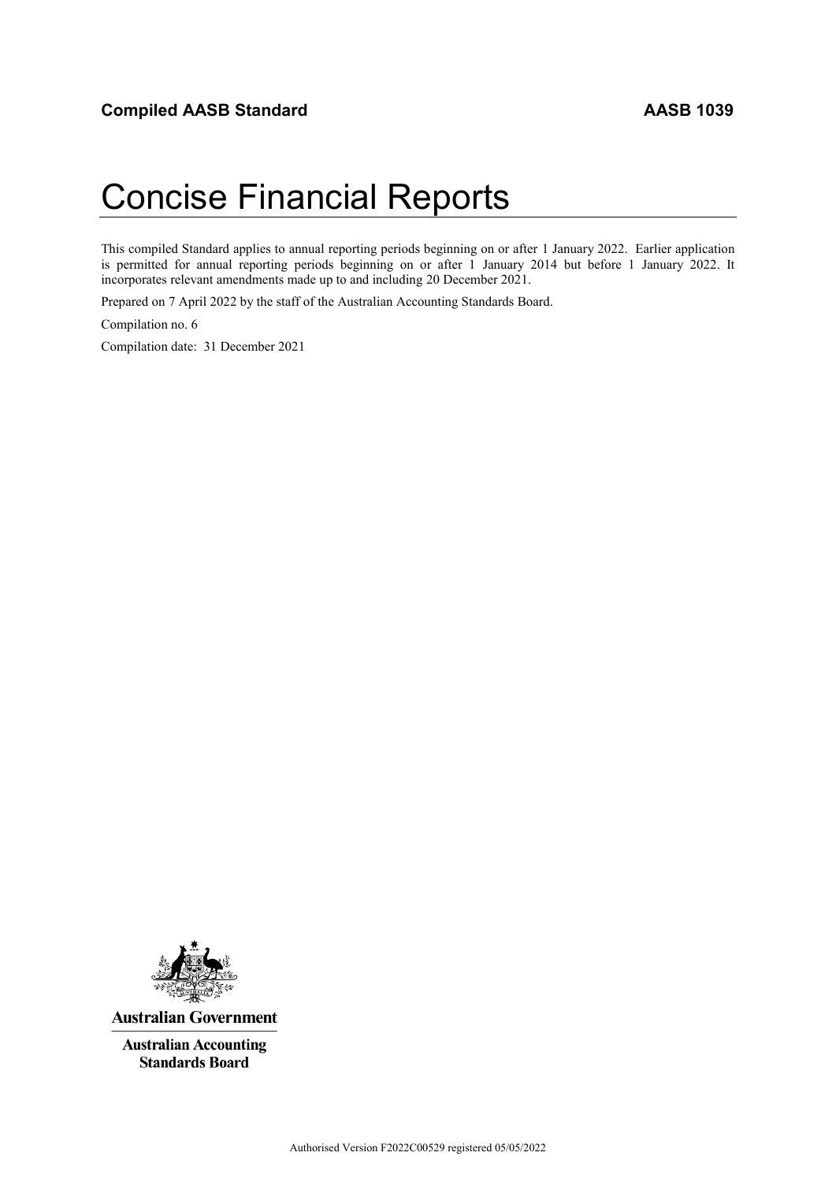**Compiled AASB Standard** **AASB 1039**

# Concise Financial Reports

This compiled Standard applies to annual reporting periods beginning on or after 1 January 2022. Earlier application is permitted for annual reporting periods beginning on or after 1 January 2014 but before 1 January 2022. It incorporates relevant amendments made up to and including 20 December 2021.

Prepared on 7 April 2022 by the staff of the Australian Accounting Standards Board.

Compilation no. 6

Compilation date: 31 December 2021

**Australian Government**

**Australian Accounting Standards Board**

Authorised Version F2022C00529 registered 05/05/2022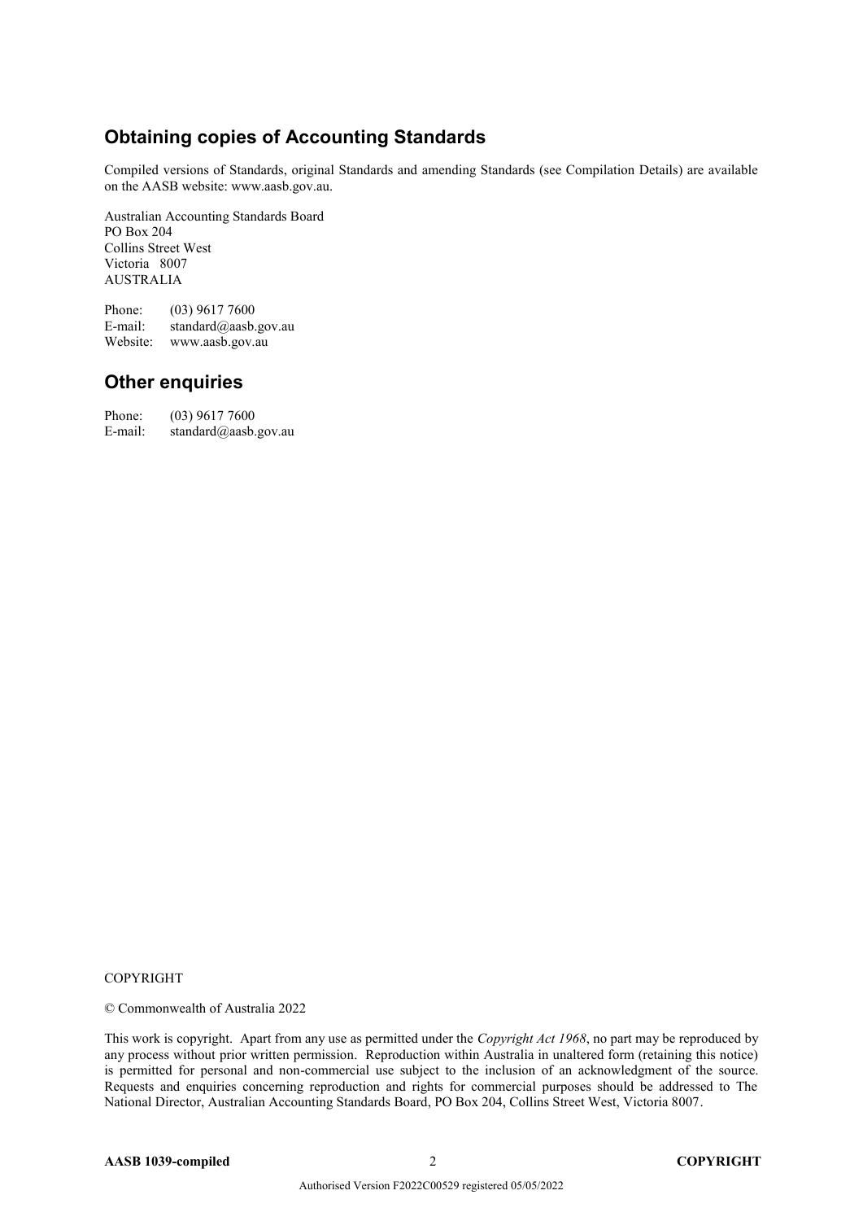## Obtaining copies of Accounting Standards

Compiled versions of Standards, original Standards and amending Standards (see Compilation Details) are available on the AASB website: www.aasb.gov.au.

Australian Accounting Standards Board  
PO Box 204  
Collins Street West  
Victoria 8007  
AUSTRALIA

Phone: (03) 9617 7600  
E-mail: standard@aasb.gov.au  
Website: www.aasb.gov.au

## Other enquiries

Phone: (03) 9617 7600  
E-mail: standard@aasb.gov.au

COPYRIGHT

© Commonwealth of Australia 2022

This work is copyright. Apart from any use as permitted under the *Copyright Act 1968*, no part may be reproduced by any process without prior written permission. Reproduction within Australia in unaltered form (retaining this notice) is permitted for personal and non-commercial use subject to the inclusion of an acknowledgment of the source. Requests and enquiries concerning reproduction and rights for commercial purposes should be addressed to The National Director, Australian Accounting Standards Board, PO Box 204, Collins Street West, Victoria 8007.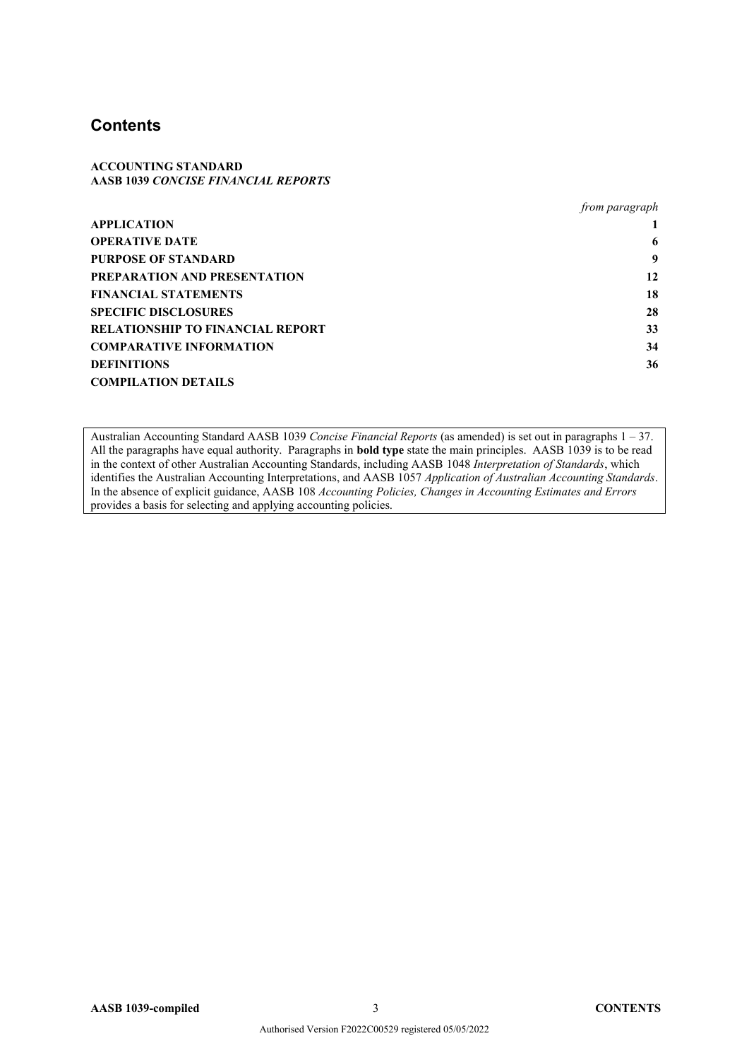# Contents

**ACCOUNTING STANDARD**
**AASB 1039 *CONCISE FINANCIAL REPORTS***

| | *from paragraph* |
|---|---|
| **APPLICATION** | **1** |
| **OPERATIVE DATE** | **6** |
| **PURPOSE OF STANDARD** | **9** |
| **PREPARATION AND PRESENTATION** | **12** |
| **FINANCIAL STATEMENTS** | **18** |
| **SPECIFIC DISCLOSURES** | **28** |
| **RELATIONSHIP TO FINANCIAL REPORT** | **33** |
| **COMPARATIVE INFORMATION** | **34** |
| **DEFINITIONS** | **36** |
| **COMPILATION DETAILS** | |

Australian Accounting Standard AASB 1039 *Concise Financial Reports* (as amended) is set out in paragraphs 1 – 37. All the paragraphs have equal authority. Paragraphs in **bold type** state the main principles. AASB 1039 is to be read in the context of other Australian Accounting Standards, including AASB 1048 *Interpretation of Standards*, which identifies the Australian Accounting Interpretations, and AASB 1057 *Application of Australian Accounting Standards*. In the absence of explicit guidance, AASB 108 *Accounting Policies, Changes in Accounting Estimates and Errors* provides a basis for selecting and applying accounting policies.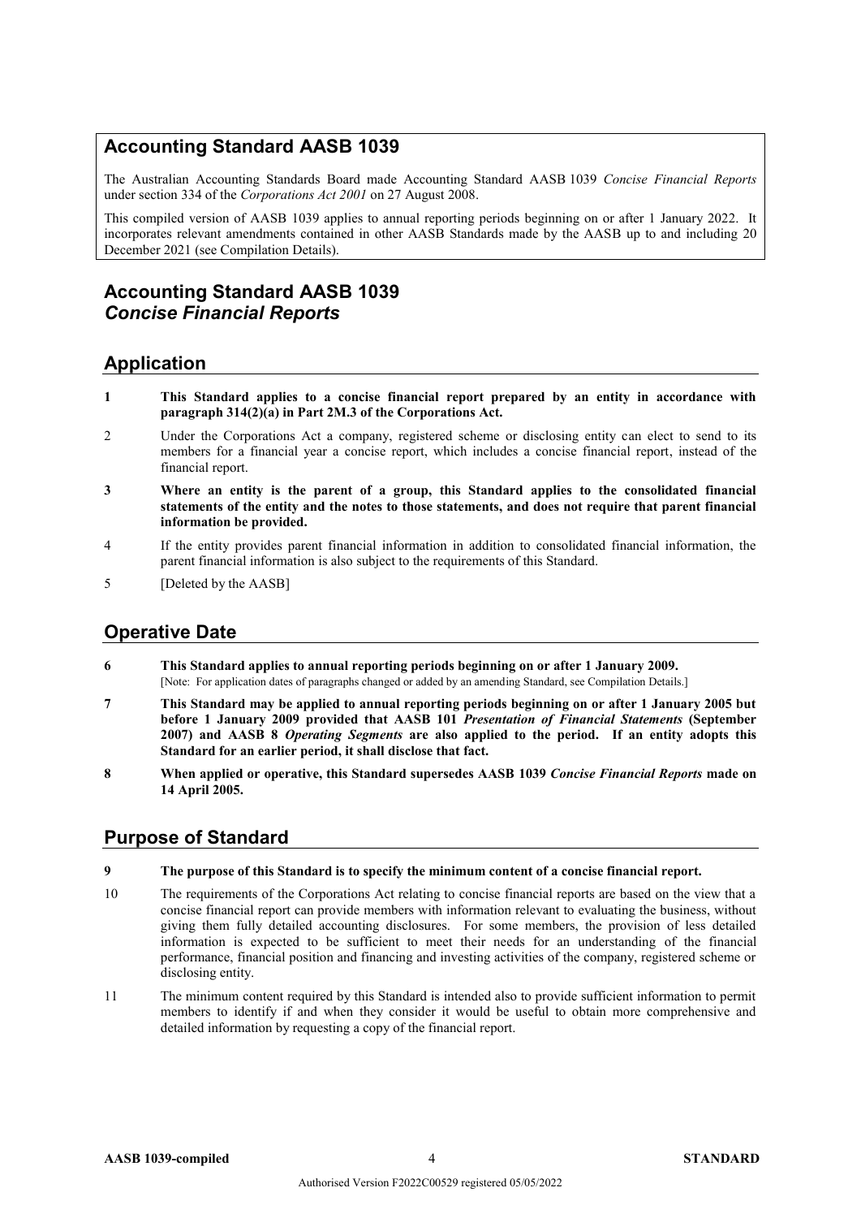## Accounting Standard AASB 1039

The Australian Accounting Standards Board made Accounting Standard AASB 1039 *Concise Financial Reports* under section 334 of the *Corporations Act 2001* on 27 August 2008.

This compiled version of AASB 1039 applies to annual reporting periods beginning on or after 1 January 2022. It incorporates relevant amendments contained in other AASB Standards made by the AASB up to and including 20 December 2021 (see Compilation Details).

# Accounting Standard AASB 1039
# *Concise Financial Reports*

## Application

**1 This Standard applies to a concise financial report prepared by an entity in accordance with paragraph 314(2)(a) in Part 2M.3 of the Corporations Act.**

2 Under the Corporations Act a company, registered scheme or disclosing entity can elect to send to its members for a financial year a concise report, which includes a concise financial report, instead of the financial report.

**3 Where an entity is the parent of a group, this Standard applies to the consolidated financial statements of the entity and the notes to those statements, and does not require that parent financial information be provided.**

4 If the entity provides parent financial information in addition to consolidated financial information, the parent financial information is also subject to the requirements of this Standard.

5 [Deleted by the AASB]

## Operative Date

**6 This Standard applies to annual reporting periods beginning on or after 1 January 2009.**
[Note: For application dates of paragraphs changed or added by an amending Standard, see Compilation Details.]

**7 This Standard may be applied to annual reporting periods beginning on or after 1 January 2005 but before 1 January 2009 provided that AASB 101 *Presentation of Financial Statements* (September 2007) and AASB 8 *Operating Segments* are also applied to the period. If an entity adopts this Standard for an earlier period, it shall disclose that fact.**

**8 When applied or operative, this Standard supersedes AASB 1039 *Concise Financial Reports* made on 14 April 2005.**

## Purpose of Standard

**9 The purpose of this Standard is to specify the minimum content of a concise financial report.**

10 The requirements of the Corporations Act relating to concise financial reports are based on the view that a concise financial report can provide members with information relevant to evaluating the business, without giving them fully detailed accounting disclosures. For some members, the provision of less detailed information is expected to be sufficient to meet their needs for an understanding of the financial performance, financial position and financing and investing activities of the company, registered scheme or disclosing entity.

11 The minimum content required by this Standard is intended also to provide sufficient information to permit members to identify if and when they consider it would be useful to obtain more comprehensive and detailed information by requesting a copy of the financial report.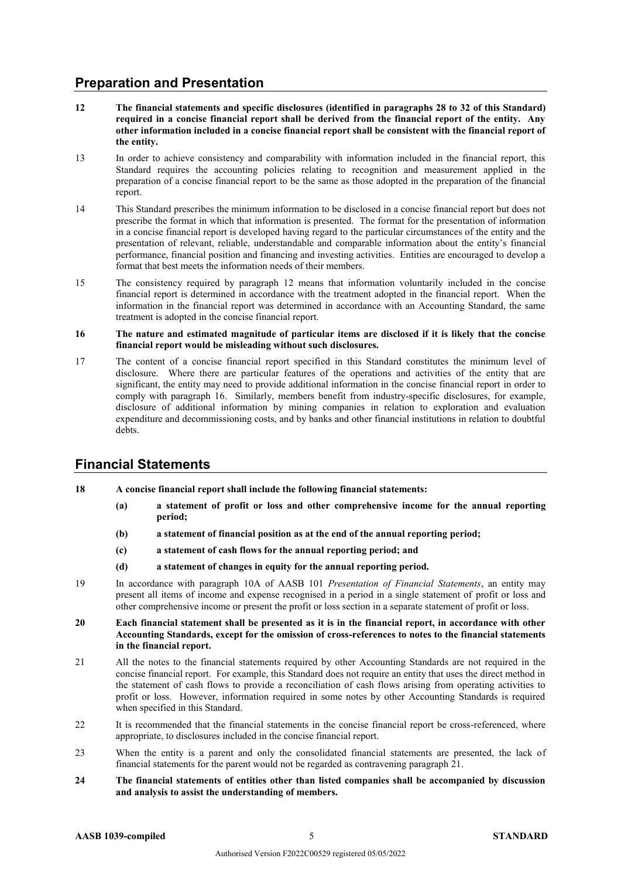## Preparation and Presentation

**12 The financial statements and specific disclosures (identified in paragraphs 28 to 32 of this Standard) required in a concise financial report shall be derived from the financial report of the entity. Any other information included in a concise financial report shall be consistent with the financial report of the entity.**

13 In order to achieve consistency and comparability with information included in the financial report, this Standard requires the accounting policies relating to recognition and measurement applied in the preparation of a concise financial report to be the same as those adopted in the preparation of the financial report.

14 This Standard prescribes the minimum information to be disclosed in a concise financial report but does not prescribe the format in which that information is presented. The format for the presentation of information in a concise financial report is developed having regard to the particular circumstances of the entity and the presentation of relevant, reliable, understandable and comparable information about the entity's financial performance, financial position and financing and investing activities. Entities are encouraged to develop a format that best meets the information needs of their members.

15 The consistency required by paragraph 12 means that information voluntarily included in the concise financial report is determined in accordance with the treatment adopted in the financial report. When the information in the financial report was determined in accordance with an Accounting Standard, the same treatment is adopted in the concise financial report.

**16 The nature and estimated magnitude of particular items are disclosed if it is likely that the concise financial report would be misleading without such disclosures.**

17 The content of a concise financial report specified in this Standard constitutes the minimum level of disclosure. Where there are particular features of the operations and activities of the entity that are significant, the entity may need to provide additional information in the concise financial report in order to comply with paragraph 16. Similarly, members benefit from industry-specific disclosures, for example, disclosure of additional information by mining companies in relation to exploration and evaluation expenditure and decommissioning costs, and by banks and other financial institutions in relation to doubtful debts.

## Financial Statements

**18 A concise financial report shall include the following financial statements:**

- **(a) a statement of profit or loss and other comprehensive income for the annual reporting period;**
- **(b) a statement of financial position as at the end of the annual reporting period;**
- **(c) a statement of cash flows for the annual reporting period; and**
- **(d) a statement of changes in equity for the annual reporting period.**

19 In accordance with paragraph 10A of AASB 101 *Presentation of Financial Statements*, an entity may present all items of income and expense recognised in a period in a single statement of profit or loss and other comprehensive income or present the profit or loss section in a separate statement of profit or loss.

**20 Each financial statement shall be presented as it is in the financial report, in accordance with other Accounting Standards, except for the omission of cross-references to notes to the financial statements in the financial report.**

21 All the notes to the financial statements required by other Accounting Standards are not required in the concise financial report. For example, this Standard does not require an entity that uses the direct method in the statement of cash flows to provide a reconciliation of cash flows arising from operating activities to profit or loss. However, information required in some notes by other Accounting Standards is required when specified in this Standard.

22 It is recommended that the financial statements in the concise financial report be cross-referenced, where appropriate, to disclosures included in the concise financial report.

23 When the entity is a parent and only the consolidated financial statements are presented, the lack of financial statements for the parent would not be regarded as contravening paragraph 21.

**24 The financial statements of entities other than listed companies shall be accompanied by discussion and analysis to assist the understanding of members.**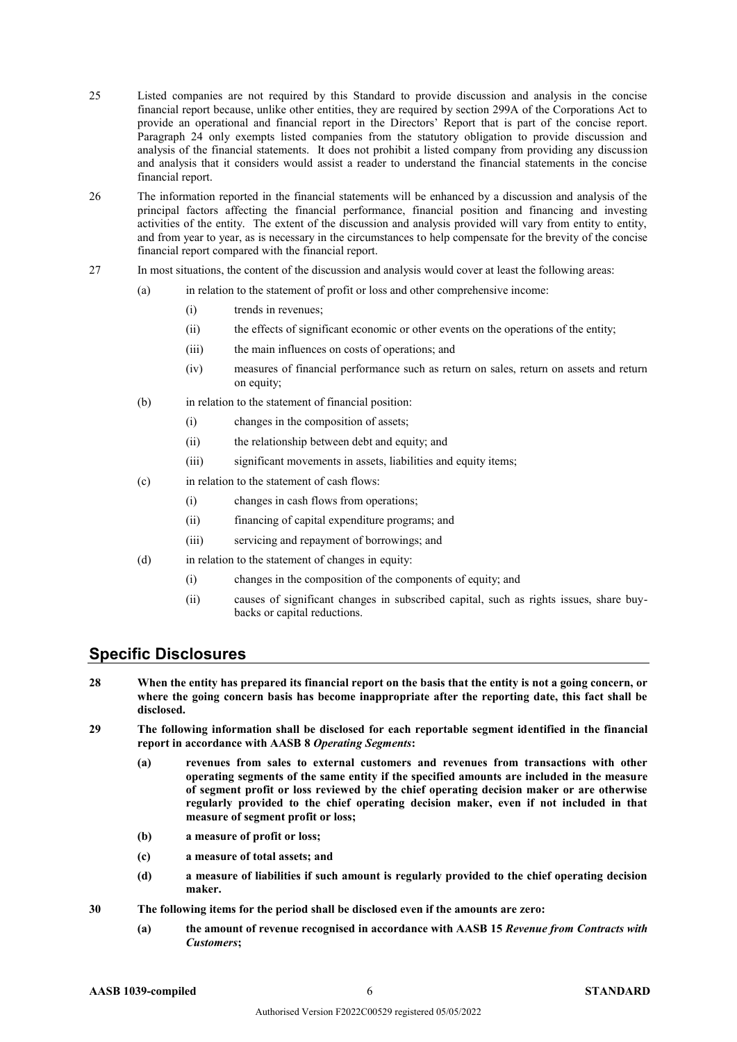25 Listed companies are not required by this Standard to provide discussion and analysis in the concise financial report because, unlike other entities, they are required by section 299A of the Corporations Act to provide an operational and financial report in the Directors' Report that is part of the concise report. Paragraph 24 only exempts listed companies from the statutory obligation to provide discussion and analysis of the financial statements. It does not prohibit a listed company from providing any discussion and analysis that it considers would assist a reader to understand the financial statements in the concise financial report.

26 The information reported in the financial statements will be enhanced by a discussion and analysis of the principal factors affecting the financial performance, financial position and financing and investing activities of the entity. The extent of the discussion and analysis provided will vary from entity to entity, and from year to year, as is necessary in the circumstances to help compensate for the brevity of the concise financial report compared with the financial report.

27 In most situations, the content of the discussion and analysis would cover at least the following areas:

- (a) in relation to the statement of profit or loss and other comprehensive income:
  - (i) trends in revenues;
  - (ii) the effects of significant economic or other events on the operations of the entity;
  - (iii) the main influences on costs of operations; and
  - (iv) measures of financial performance such as return on sales, return on assets and return on equity;
- (b) in relation to the statement of financial position:
  - (i) changes in the composition of assets;
  - (ii) the relationship between debt and equity; and
  - (iii) significant movements in assets, liabilities and equity items;
- (c) in relation to the statement of cash flows:
  - (i) changes in cash flows from operations;
  - (ii) financing of capital expenditure programs; and
  - (iii) servicing and repayment of borrowings; and
- (d) in relation to the statement of changes in equity:
  - (i) changes in the composition of the components of equity; and
  - (ii) causes of significant changes in subscribed capital, such as rights issues, share buy-backs or capital reductions.

## Specific Disclosures

**28 When the entity has prepared its financial report on the basis that the entity is not a going concern, or where the going concern basis has become inappropriate after the reporting date, this fact shall be disclosed.**

**29 The following information shall be disclosed for each reportable segment identified in the financial report in accordance with AASB 8 *Operating Segments*:**

- **(a) revenues from sales to external customers and revenues from transactions with other operating segments of the same entity if the specified amounts are included in the measure of segment profit or loss reviewed by the chief operating decision maker or are otherwise regularly provided to the chief operating decision maker, even if not included in that measure of segment profit or loss;**
- **(b) a measure of profit or loss;**
- **(c) a measure of total assets; and**
- **(d) a measure of liabilities if such amount is regularly provided to the chief operating decision maker.**

**30 The following items for the period shall be disclosed even if the amounts are zero:**

- **(a) the amount of revenue recognised in accordance with AASB 15 *Revenue from Contracts with Customers*;**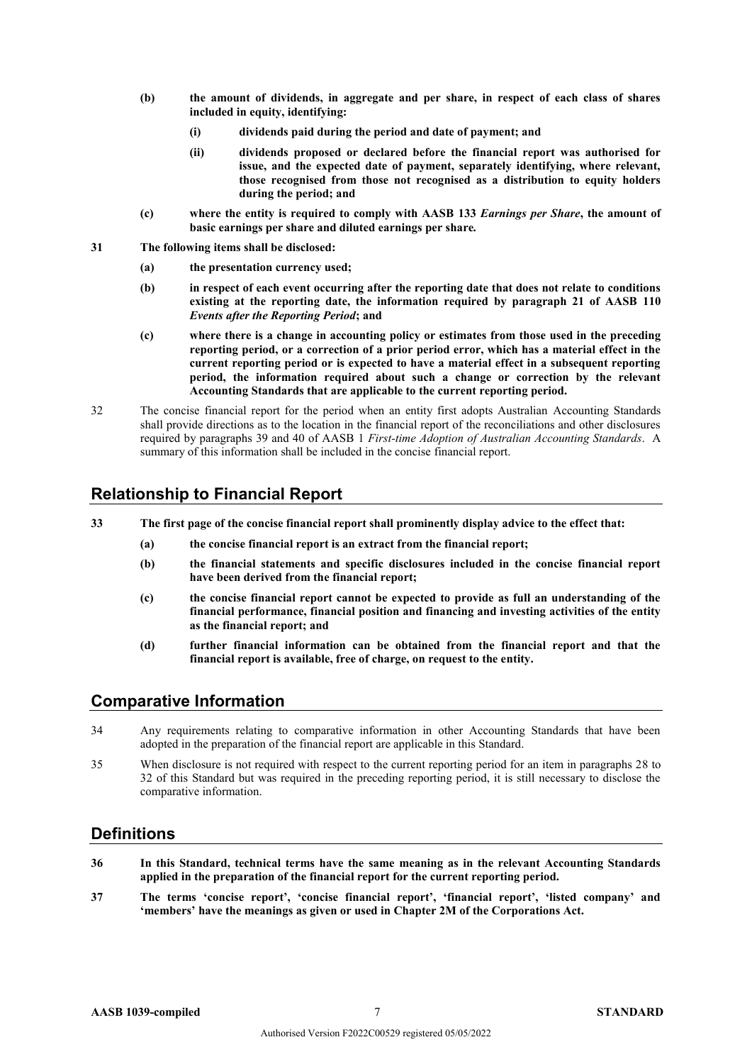**(b) the amount of dividends, in aggregate and per share, in respect of each class of shares included in equity, identifying:**

**(i) dividends paid during the period and date of payment; and**

**(ii) dividends proposed or declared before the financial report was authorised for issue, and the expected date of payment, separately identifying, where relevant, those recognised from those not recognised as a distribution to equity holders during the period; and**

**(c) where the entity is required to comply with AASB 133 *Earnings per Share*, the amount of basic earnings per share and diluted earnings per share.**

**31 The following items shall be disclosed:**

**(a) the presentation currency used;**

**(b) in respect of each event occurring after the reporting date that does not relate to conditions existing at the reporting date, the information required by paragraph 21 of AASB 110 *Events after the Reporting Period*; and**

**(c) where there is a change in accounting policy or estimates from those used in the preceding reporting period, or a correction of a prior period error, which has a material effect in the current reporting period or is expected to have a material effect in a subsequent reporting period, the information required about such a change or correction by the relevant Accounting Standards that are applicable to the current reporting period.**

32 The concise financial report for the period when an entity first adopts Australian Accounting Standards shall provide directions as to the location in the financial report of the reconciliations and other disclosures required by paragraphs 39 and 40 of AASB 1 *First-time Adoption of Australian Accounting Standards*. A summary of this information shall be included in the concise financial report.

## Relationship to Financial Report

**33 The first page of the concise financial report shall prominently display advice to the effect that:**

**(a) the concise financial report is an extract from the financial report;**

**(b) the financial statements and specific disclosures included in the concise financial report have been derived from the financial report;**

**(c) the concise financial report cannot be expected to provide as full an understanding of the financial performance, financial position and financing and investing activities of the entity as the financial report; and**

**(d) further financial information can be obtained from the financial report and that the financial report is available, free of charge, on request to the entity.**

## Comparative Information

34 Any requirements relating to comparative information in other Accounting Standards that have been adopted in the preparation of the financial report are applicable in this Standard.

35 When disclosure is not required with respect to the current reporting period for an item in paragraphs 28 to 32 of this Standard but was required in the preceding reporting period, it is still necessary to disclose the comparative information.

## Definitions

**36 In this Standard, technical terms have the same meaning as in the relevant Accounting Standards applied in the preparation of the financial report for the current reporting period.**

**37 The terms 'concise report', 'concise financial report', 'financial report', 'listed company' and 'members' have the meanings as given or used in Chapter 2M of the Corporations Act.**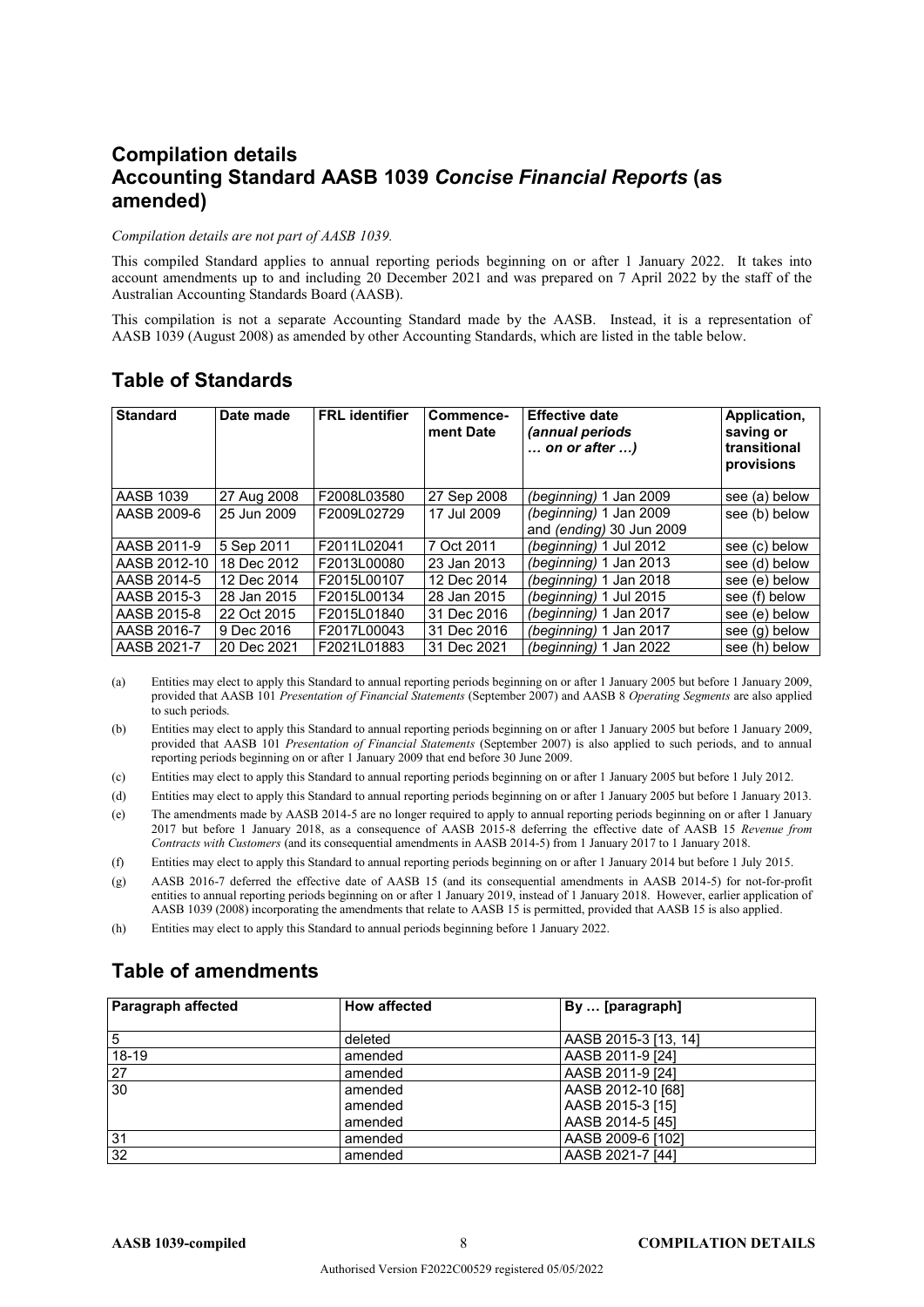## Compilation details
## Accounting Standard AASB 1039 *Concise Financial Reports* (as amended)

*Compilation details are not part of AASB 1039.*

This compiled Standard applies to annual reporting periods beginning on or after 1 January 2022. It takes into account amendments up to and including 20 December 2021 and was prepared on 7 April 2022 by the staff of the Australian Accounting Standards Board (AASB).

This compilation is not a separate Accounting Standard made by the AASB. Instead, it is a representation of AASB 1039 (August 2008) as amended by other Accounting Standards, which are listed in the table below.

## Table of Standards

| Standard | Date made | FRL identifier | Commence-ment Date | Effective date *(annual periods … on or after …)* | Application, saving or transitional provisions |
|---|---|---|---|---|---|
| AASB 1039 | 27 Aug 2008 | F2008L03580 | 27 Sep 2008 | *(beginning)* 1 Jan 2009 | see (a) below |
| AASB 2009-6 | 25 Jun 2009 | F2009L02729 | 17 Jul 2009 | *(beginning)* 1 Jan 2009 and *(ending)* 30 Jun 2009 | see (b) below |
| AASB 2011-9 | 5 Sep 2011 | F2011L02041 | 7 Oct 2011 | *(beginning)* 1 Jul 2012 | see (c) below |
| AASB 2012-10 | 18 Dec 2012 | F2013L00080 | 23 Jan 2013 | *(beginning)* 1 Jan 2013 | see (d) below |
| AASB 2014-5 | 12 Dec 2014 | F2015L00107 | 12 Dec 2014 | *(beginning)* 1 Jan 2018 | see (e) below |
| AASB 2015-3 | 28 Jan 2015 | F2015L00134 | 28 Jan 2015 | *(beginning)* 1 Jul 2015 | see (f) below |
| AASB 2015-8 | 22 Oct 2015 | F2015L01840 | 31 Dec 2016 | *(beginning)* 1 Jan 2017 | see (e) below |
| AASB 2016-7 | 9 Dec 2016 | F2017L00043 | 31 Dec 2016 | *(beginning)* 1 Jan 2017 | see (g) below |
| AASB 2021-7 | 20 Dec 2021 | F2021L01883 | 31 Dec 2021 | *(beginning)* 1 Jan 2022 | see (h) below |

(a) Entities may elect to apply this Standard to annual reporting periods beginning on or after 1 January 2005 but before 1 January 2009, provided that AASB 101 *Presentation of Financial Statements* (September 2007) and AASB 8 *Operating Segments* are also applied to such periods.

(b) Entities may elect to apply this Standard to annual reporting periods beginning on or after 1 January 2005 but before 1 January 2009, provided that AASB 101 *Presentation of Financial Statements* (September 2007) is also applied to such periods, and to annual reporting periods beginning on or after 1 January 2009 that end before 30 June 2009.

(c) Entities may elect to apply this Standard to annual reporting periods beginning on or after 1 January 2005 but before 1 July 2012.

(d) Entities may elect to apply this Standard to annual reporting periods beginning on or after 1 January 2005 but before 1 January 2013.

(e) The amendments made by AASB 2014-5 are no longer required to apply to annual reporting periods beginning on or after 1 January 2017 but before 1 January 2018, as a consequence of AASB 2015-8 deferring the effective date of AASB 15 *Revenue from Contracts with Customers* (and its consequential amendments in AASB 2014-5) from 1 January 2017 to 1 January 2018.

(f) Entities may elect to apply this Standard to annual reporting periods beginning on or after 1 January 2014 but before 1 July 2015.

(g) AASB 2016-7 deferred the effective date of AASB 15 (and its consequential amendments in AASB 2014-5) for not-for-profit entities to annual reporting periods beginning on or after 1 January 2019, instead of 1 January 2018. However, earlier application of AASB 1039 (2008) incorporating the amendments that relate to AASB 15 is permitted, provided that AASB 15 is also applied.

(h) Entities may elect to apply this Standard to annual periods beginning before 1 January 2022.

## Table of amendments

| Paragraph affected | How affected | By … [paragraph] |
|---|---|---|
| 5 | deleted | AASB 2015-3 [13, 14] |
| 18-19 | amended | AASB 2011-9 [24] |
| 27 | amended | AASB 2011-9 [24] |
| 30 | amended<br>amended<br>amended | AASB 2012-10 [68]<br>AASB 2015-3 [15]<br>AASB 2014-5 [45] |
| 31 | amended | AASB 2009-6 [102] |
| 32 | amended | AASB 2021-7 [44] |